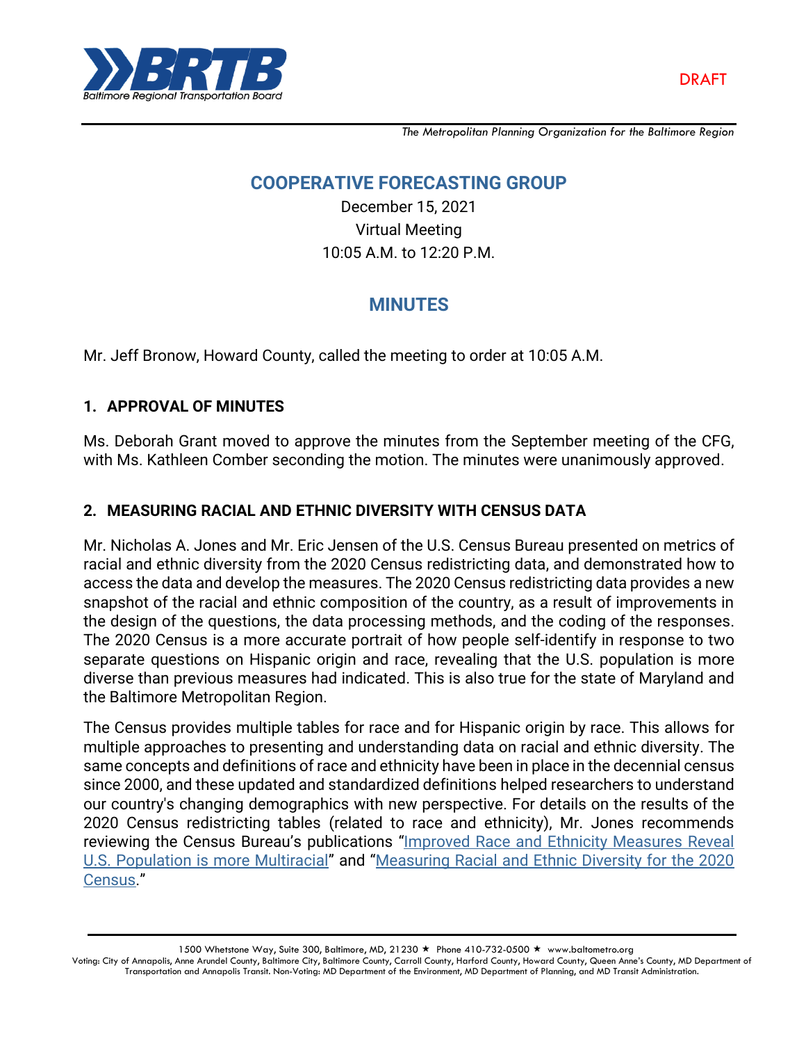DRAFT

*The Metropolitan Planning Organization for the Baltimore Region*

# COOPERATIVE FORECASTING GROUP

December 15, 2021
Virtual Meeting
10:05 A.M. to 12:20 P.M.

# MINUTES

Mr. Jeff Bronow, Howard County, called the meeting to order at 10:05 A.M.

## 1. APPROVAL OF MINUTES

Ms. Deborah Grant moved to approve the minutes from the September meeting of the CFG, with Ms. Kathleen Comber seconding the motion. The minutes were unanimously approved.

## 2. MEASURING RACIAL AND ETHNIC DIVERSITY WITH CENSUS DATA

Mr. Nicholas A. Jones and Mr. Eric Jensen of the U.S. Census Bureau presented on metrics of racial and ethnic diversity from the 2020 Census redistricting data, and demonstrated how to access the data and develop the measures. The 2020 Census redistricting data provides a new snapshot of the racial and ethnic composition of the country, as a result of improvements in the design of the questions, the data processing methods, and the coding of the responses. The 2020 Census is a more accurate portrait of how people self-identify in response to two separate questions on Hispanic origin and race, revealing that the U.S. population is more diverse than previous measures had indicated. This is also true for the state of Maryland and the Baltimore Metropolitan Region.

The Census provides multiple tables for race and for Hispanic origin by race. This allows for multiple approaches to presenting and understanding data on racial and ethnic diversity. The same concepts and definitions of race and ethnicity have been in place in the decennial census since 2000, and these updated and standardized definitions helped researchers to understand our country's changing demographics with new perspective. For details on the results of the 2020 Census redistricting tables (related to race and ethnicity), Mr. Jones recommends reviewing the Census Bureau's publications "Improved Race and Ethnicity Measures Reveal U.S. Population is more Multiracial" and "Measuring Racial and Ethnic Diversity for the 2020 Census."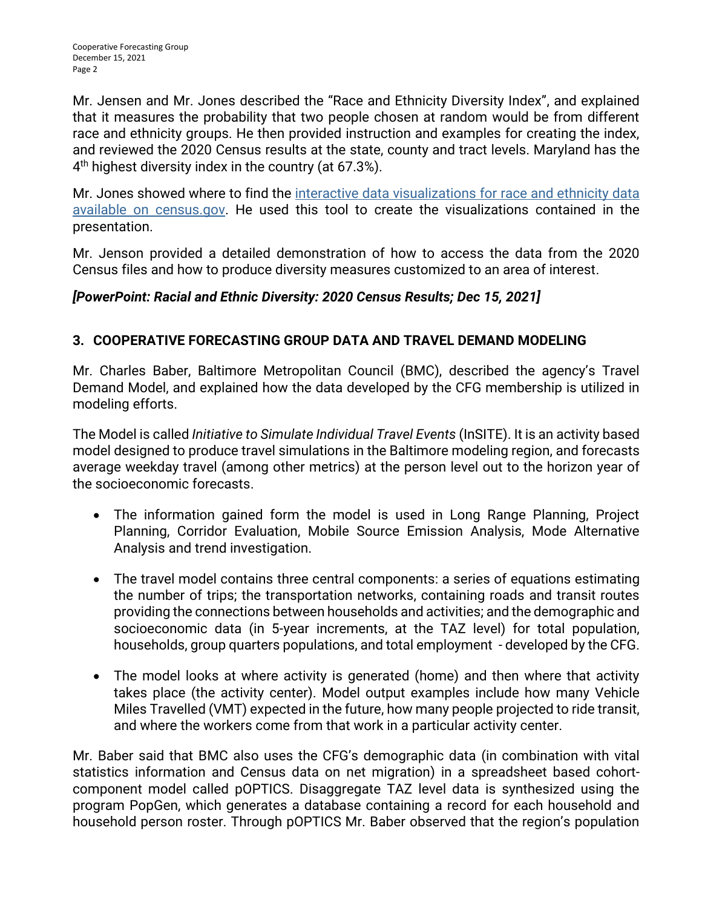Mr. Jensen and Mr. Jones described the "Race and Ethnicity Diversity Index", and explained that it measures the probability that two people chosen at random would be from different race and ethnicity groups. He then provided instruction and examples for creating the index, and reviewed the 2020 Census results at the state, county and tract levels. Maryland has the 4th highest diversity index in the country (at 67.3%).

Mr. Jones showed where to find the [interactive data visualizations for race and ethnicity data available on census.gov](). He used this tool to create the visualizations contained in the presentation.

Mr. Jenson provided a detailed demonstration of how to access the data from the 2020 Census files and how to produce diversity measures customized to an area of interest.

***[PowerPoint: Racial and Ethnic Diversity: 2020 Census Results; Dec 15, 2021]***

## 3. COOPERATIVE FORECASTING GROUP DATA AND TRAVEL DEMAND MODELING

Mr. Charles Baber, Baltimore Metropolitan Council (BMC), described the agency's Travel Demand Model, and explained how the data developed by the CFG membership is utilized in modeling efforts.

The Model is called *Initiative to Simulate Individual Travel Events* (InSITE). It is an activity based model designed to produce travel simulations in the Baltimore modeling region, and forecasts average weekday travel (among other metrics) at the person level out to the horizon year of the socioeconomic forecasts.

- The information gained form the model is used in Long Range Planning, Project Planning, Corridor Evaluation, Mobile Source Emission Analysis, Mode Alternative Analysis and trend investigation.
- The travel model contains three central components: a series of equations estimating the number of trips; the transportation networks, containing roads and transit routes providing the connections between households and activities; and the demographic and socioeconomic data (in 5-year increments, at the TAZ level) for total population, households, group quarters populations, and total employment - developed by the CFG.
- The model looks at where activity is generated (home) and then where that activity takes place (the activity center). Model output examples include how many Vehicle Miles Travelled (VMT) expected in the future, how many people projected to ride transit, and where the workers come from that work in a particular activity center.

Mr. Baber said that BMC also uses the CFG's demographic data (in combination with vital statistics information and Census data on net migration) in a spreadsheet based cohort-component model called pOPTICS. Disaggregate TAZ level data is synthesized using the program PopGen, which generates a database containing a record for each household and household person roster. Through pOPTICS Mr. Baber observed that the region's population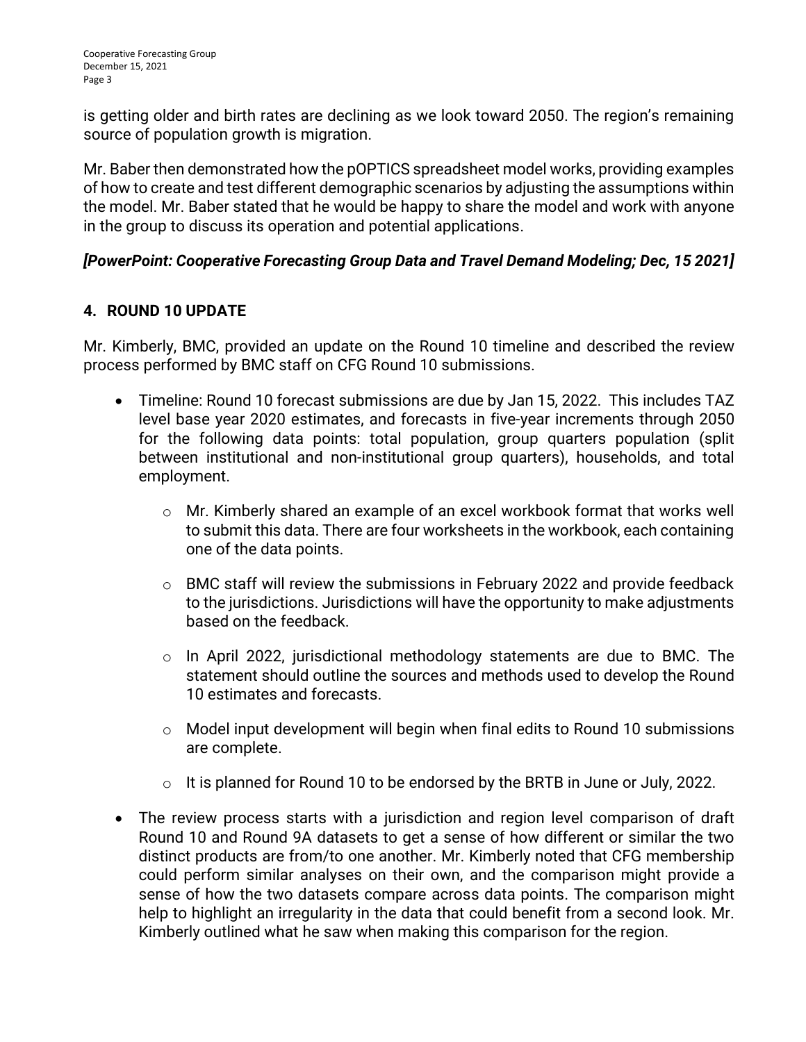is getting older and birth rates are declining as we look toward 2050. The region's remaining source of population growth is migration.

Mr. Baber then demonstrated how the pOPTICS spreadsheet model works, providing examples of how to create and test different demographic scenarios by adjusting the assumptions within the model. Mr. Baber stated that he would be happy to share the model and work with anyone in the group to discuss its operation and potential applications.

***[PowerPoint: Cooperative Forecasting Group Data and Travel Demand Modeling; Dec, 15 2021]***

## 4. ROUND 10 UPDATE

Mr. Kimberly, BMC, provided an update on the Round 10 timeline and described the review process performed by BMC staff on CFG Round 10 submissions.

- Timeline: Round 10 forecast submissions are due by Jan 15, 2022. This includes TAZ level base year 2020 estimates, and forecasts in five-year increments through 2050 for the following data points: total population, group quarters population (split between institutional and non-institutional group quarters), households, and total employment.
  - Mr. Kimberly shared an example of an excel workbook format that works well to submit this data. There are four worksheets in the workbook, each containing one of the data points.
  - BMC staff will review the submissions in February 2022 and provide feedback to the jurisdictions. Jurisdictions will have the opportunity to make adjustments based on the feedback.
  - In April 2022, jurisdictional methodology statements are due to BMC. The statement should outline the sources and methods used to develop the Round 10 estimates and forecasts.
  - Model input development will begin when final edits to Round 10 submissions are complete.
  - It is planned for Round 10 to be endorsed by the BRTB in June or July, 2022.
- The review process starts with a jurisdiction and region level comparison of draft Round 10 and Round 9A datasets to get a sense of how different or similar the two distinct products are from/to one another. Mr. Kimberly noted that CFG membership could perform similar analyses on their own, and the comparison might provide a sense of how the two datasets compare across data points. The comparison might help to highlight an irregularity in the data that could benefit from a second look. Mr. Kimberly outlined what he saw when making this comparison for the region.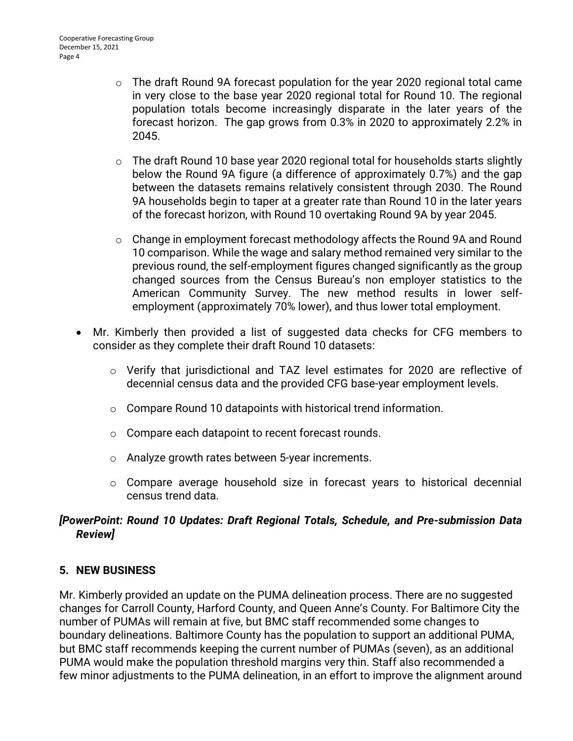- The draft Round 9A forecast population for the year 2020 regional total came in very close to the base year 2020 regional total for Round 10. The regional population totals become increasingly disparate in the later years of the forecast horizon. The gap grows from 0.3% in 2020 to approximately 2.2% in 2045.

  - The draft Round 10 base year 2020 regional total for households starts slightly below the Round 9A figure (a difference of approximately 0.7%) and the gap between the datasets remains relatively consistent through 2030. The Round 9A households begin to taper at a greater rate than Round 10 in the later years of the forecast horizon, with Round 10 overtaking Round 9A by year 2045.

  - Change in employment forecast methodology affects the Round 9A and Round 10 comparison. While the wage and salary method remained very similar to the previous round, the self-employment figures changed significantly as the group changed sources from the Census Bureau's non employer statistics to the American Community Survey. The new method results in lower self-employment (approximately 70% lower), and thus lower total employment.

- Mr. Kimberly then provided a list of suggested data checks for CFG members to consider as they complete their draft Round 10 datasets:

  - Verify that jurisdictional and TAZ level estimates for 2020 are reflective of decennial census data and the provided CFG base-year employment levels.

  - Compare Round 10 datapoints with historical trend information.

  - Compare each datapoint to recent forecast rounds.

  - Analyze growth rates between 5-year increments.

  - Compare average household size in forecast years to historical decennial census trend data.

***[PowerPoint: Round 10 Updates: Draft Regional Totals, Schedule, and Pre-submission Data Review]***

## 5. NEW BUSINESS

Mr. Kimberly provided an update on the PUMA delineation process. There are no suggested changes for Carroll County, Harford County, and Queen Anne's County. For Baltimore City the number of PUMAs will remain at five, but BMC staff recommended some changes to boundary delineations. Baltimore County has the population to support an additional PUMA, but BMC staff recommends keeping the current number of PUMAs (seven), as an additional PUMA would make the population threshold margins very thin. Staff also recommended a few minor adjustments to the PUMA delineation, in an effort to improve the alignment around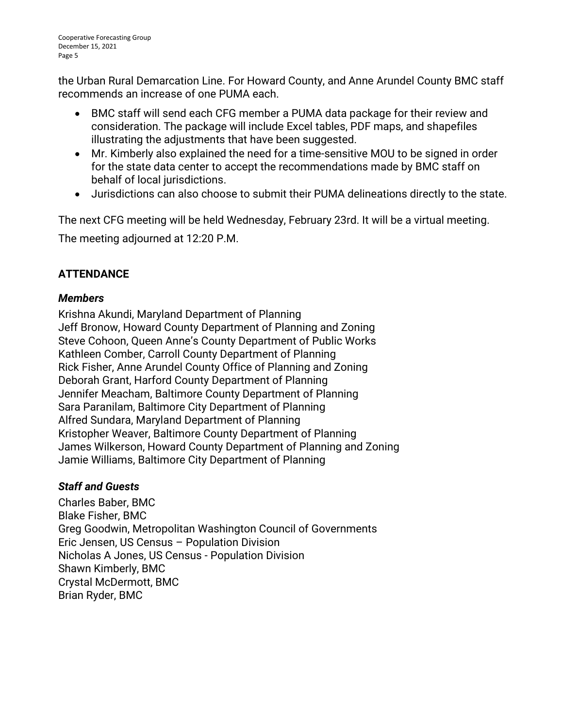the Urban Rural Demarcation Line. For Howard County, and Anne Arundel County BMC staff recommends an increase of one PUMA each.

- BMC staff will send each CFG member a PUMA data package for their review and consideration. The package will include Excel tables, PDF maps, and shapefiles illustrating the adjustments that have been suggested.
- Mr. Kimberly also explained the need for a time-sensitive MOU to be signed in order for the state data center to accept the recommendations made by BMC staff on behalf of local jurisdictions.
- Jurisdictions can also choose to submit their PUMA delineations directly to the state.

The next CFG meeting will be held Wednesday, February 23rd. It will be a virtual meeting.

The meeting adjourned at 12:20 P.M.

## ATTENDANCE

### *Members*

Krishna Akundi, Maryland Department of Planning
Jeff Bronow, Howard County Department of Planning and Zoning
Steve Cohoon, Queen Anne's County Department of Public Works
Kathleen Comber, Carroll County Department of Planning
Rick Fisher, Anne Arundel County Office of Planning and Zoning
Deborah Grant, Harford County Department of Planning
Jennifer Meacham, Baltimore County Department of Planning
Sara Paranilam, Baltimore City Department of Planning
Alfred Sundara, Maryland Department of Planning
Kristopher Weaver, Baltimore County Department of Planning
James Wilkerson, Howard County Department of Planning and Zoning
Jamie Williams, Baltimore City Department of Planning

### *Staff and Guests*

Charles Baber, BMC
Blake Fisher, BMC
Greg Goodwin, Metropolitan Washington Council of Governments
Eric Jensen, US Census – Population Division
Nicholas A Jones, US Census - Population Division
Shawn Kimberly, BMC
Crystal McDermott, BMC
Brian Ryder, BMC